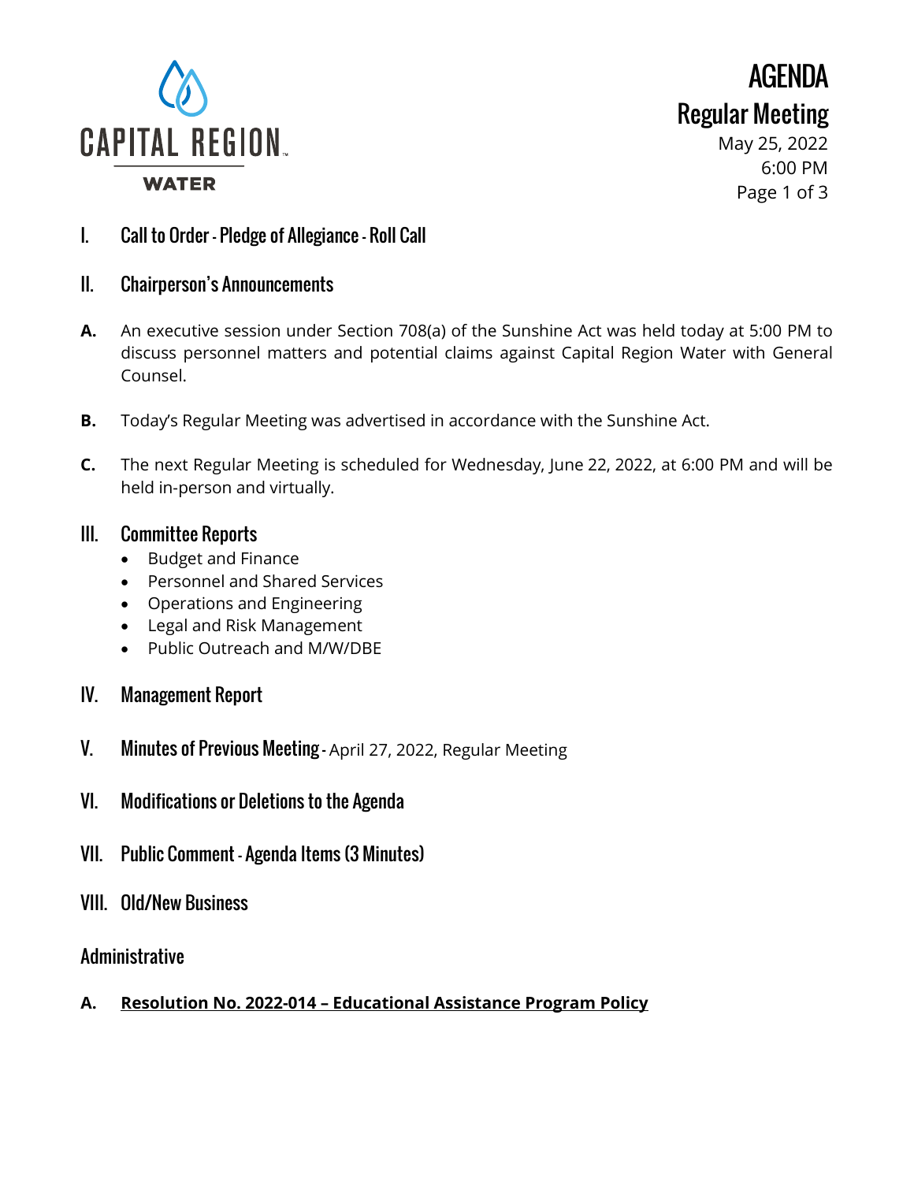CAPITAL REGION WATER

# AGENDA
## Regular Meeting
May 25, 2022
6:00 PM

## I. Call to Order - Pledge of Allegiance - Roll Call

## II. Chairperson's Announcements

**A.** An executive session under Section 708(a) of the Sunshine Act was held today at 5:00 PM to discuss personnel matters and potential claims against Capital Region Water with General Counsel.

**B.** Today's Regular Meeting was advertised in accordance with the Sunshine Act.

**C.** The next Regular Meeting is scheduled for Wednesday, June 22, 2022, at 6:00 PM and will be held in-person and virtually.

## III. Committee Reports

- Budget and Finance
- Personnel and Shared Services
- Operations and Engineering
- Legal and Risk Management
- Public Outreach and M/W/DBE

## IV. Management Report

## V. Minutes of Previous Meeting - April 27, 2022, Regular Meeting

## VI. Modifications or Deletions to the Agenda

## VII. Public Comment - Agenda Items (3 Minutes)

## VIII. Old/New Business

### Administrative

**A. Resolution No. 2022-014 – Educational Assistance Program Policy**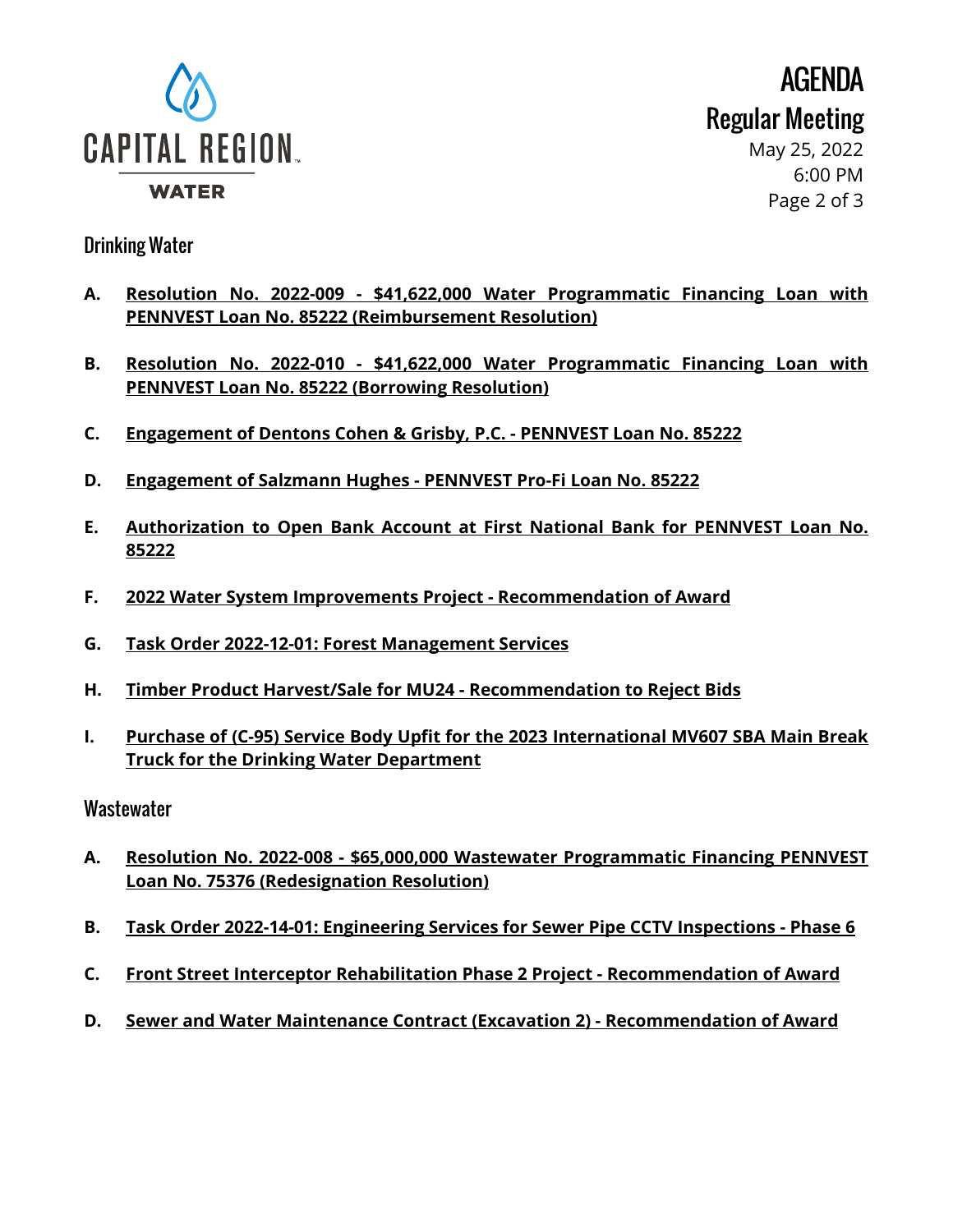## Drinking Water

- **A.** **Resolution No. 2022-009 - $41,622,000 Water Programmatic Financing Loan with PENNVEST Loan No. 85222 (Reimbursement Resolution)**

- **B.** **Resolution No. 2022-010 - $41,622,000 Water Programmatic Financing Loan with PENNVEST Loan No. 85222 (Borrowing Resolution)**

- **C.** **Engagement of Dentons Cohen & Grisby, P.C. - PENNVEST Loan No. 85222**

- **D.** **Engagement of Salzmann Hughes - PENNVEST Pro-Fi Loan No. 85222**

- **E.** **Authorization to Open Bank Account at First National Bank for PENNVEST Loan No. 85222**

- **F.** **2022 Water System Improvements Project - Recommendation of Award**

- **G.** **Task Order 2022-12-01: Forest Management Services**

- **H.** **Timber Product Harvest/Sale for MU24 - Recommendation to Reject Bids**

- **I.** **Purchase of (C-95) Service Body Upfit for the 2023 International MV607 SBA Main Break Truck for the Drinking Water Department**

## Wastewater

- **A.** **Resolution No. 2022-008 - $65,000,000 Wastewater Programmatic Financing PENNVEST Loan No. 75376 (Redesignation Resolution)**

- **B.** **Task Order 2022-14-01: Engineering Services for Sewer Pipe CCTV Inspections - Phase 6**

- **C.** **Front Street Interceptor Rehabilitation Phase 2 Project - Recommendation of Award**

- **D.** **Sewer and Water Maintenance Contract (Excavation 2) - Recommendation of Award**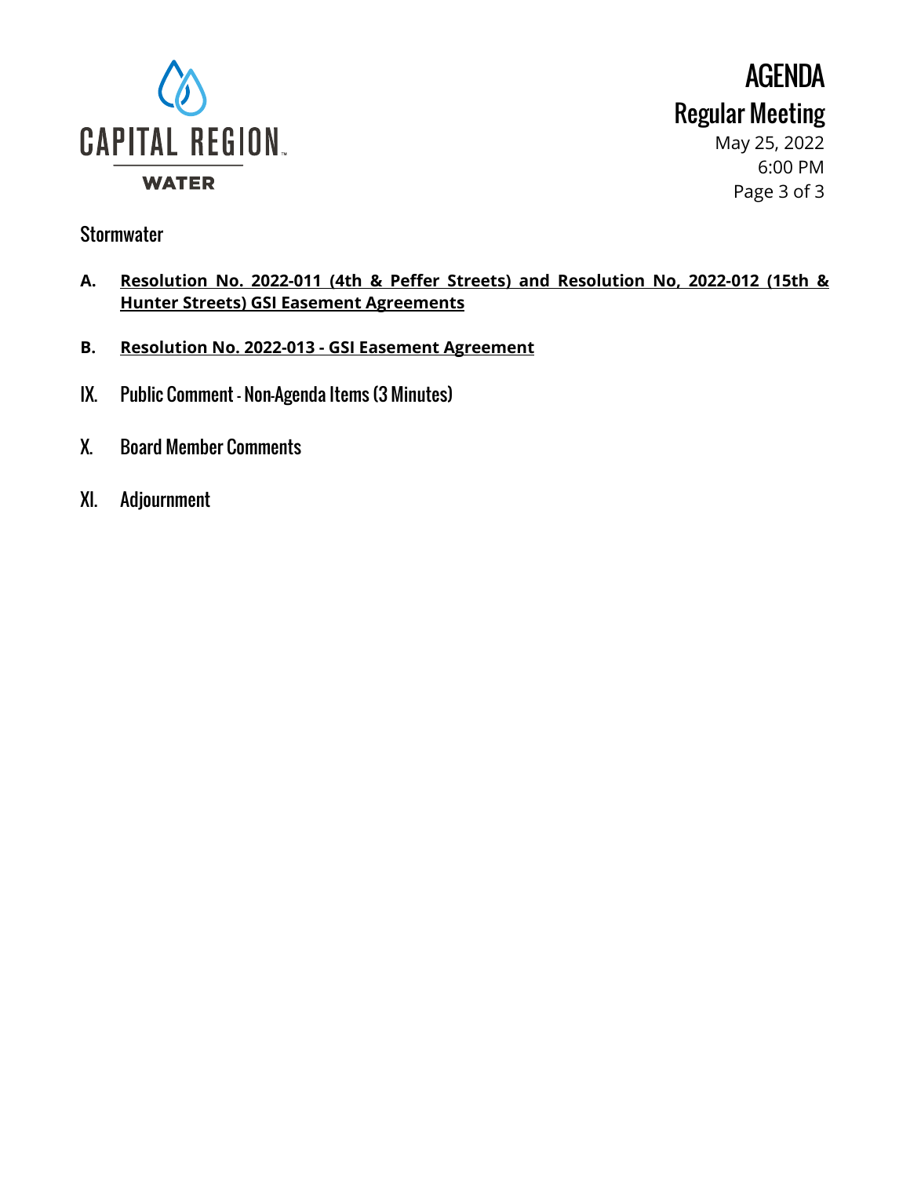Stormwater

**A. Resolution No. 2022-011 (4th & Peffer Streets) and Resolution No, 2022-012 (15th & Hunter Streets) GSI Easement Agreements**

**B. Resolution No. 2022-013 - GSI Easement Agreement**

## IX. Public Comment - Non-Agenda Items (3 Minutes)

## X. Board Member Comments

## XI. Adjournment